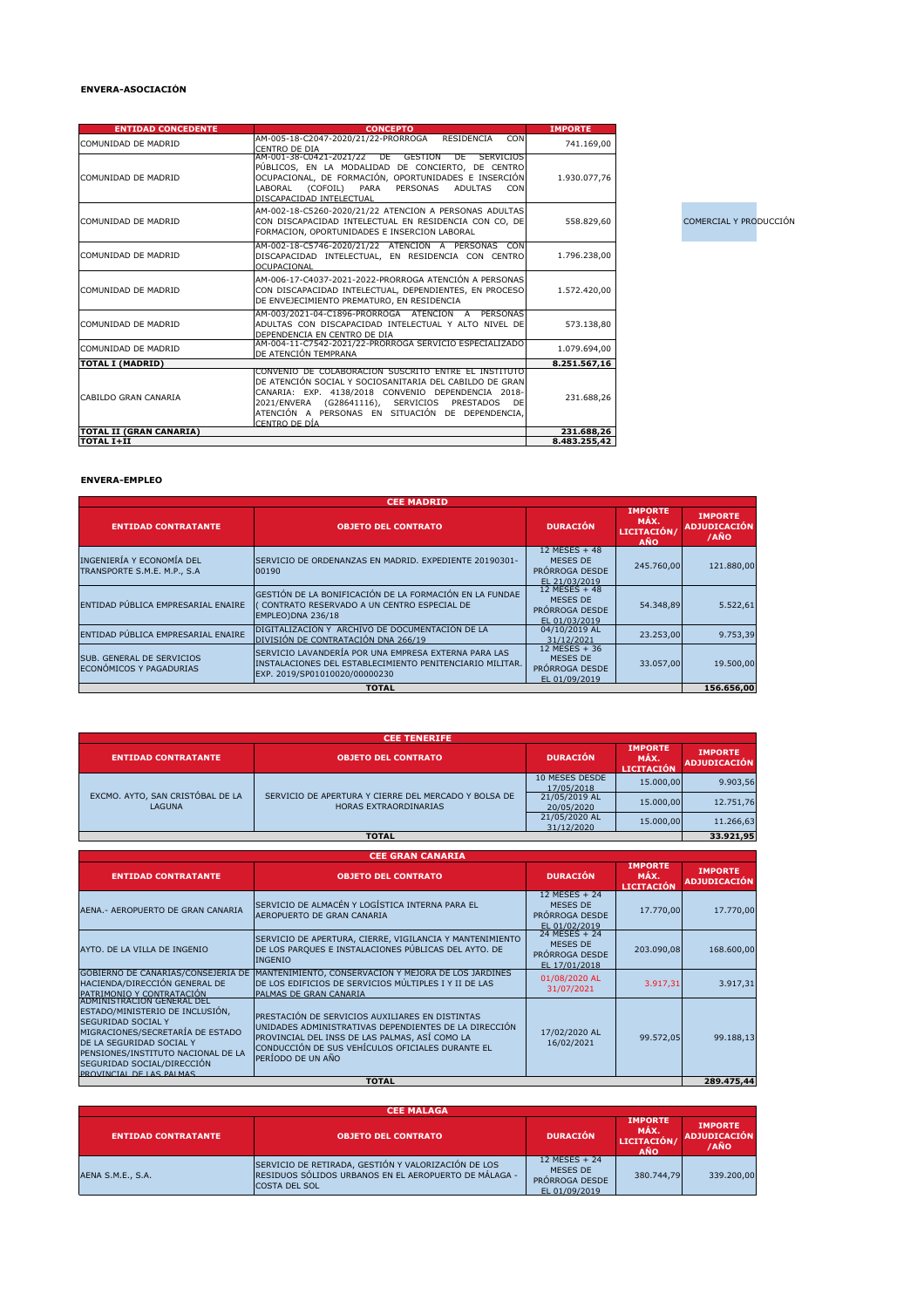**ENVERA-ASOCIACIÓN**

| ENTIDAD CONCEDENTE | CONCEPTO | IMPORTE |
|---|---|---|
| COMUNIDAD DE MADRID | AM-005-18-C2047-2020/21/22-PRORROGA RESIDENCIA CON CENTRO DE DIA | 741.169,00 |
| COMUNIDAD DE MADRID | AM-001-38-C0421-2021/22 DE GESTION DE SERVICIOS PÚBLICOS, EN LA MODALIDAD DE CONCIERTO, DE CENTRO OCUPACIONAL, DE FORMACIÓN, OPORTUNIDADES E INSERCIÓN LABORAL (COFOIL) PARA PERSONAS ADULTAS CON DISCAPACIDAD INTELECTUAL | 1.930.077,76 |
| COMUNIDAD DE MADRID | AM-002-18-C5260-2020/21/22 ATENCION A PERSONAS ADULTAS CON DISCAPACIDAD INTELECTUAL EN RESIDENCIA CON CO, DE FORMACION, OPORTUNIDADES E INSERCION LABORAL | 558.829,60 |
| COMUNIDAD DE MADRID | AM-002-18-C5746-2020/21/22 ATENCION A PERSONAS CON DISCAPACIDAD INTELECTUAL, EN RESIDENCIA CON CENTRO OCUPACIONAL | 1.796.238,00 |
| COMUNIDAD DE MADRID | AM-006-17-C4037-2021-2022-PRORROGA ATENCIÓN A PERSONAS CON DISCAPACIDAD INTELECTUAL, DEPENDIENTES, EN PROCESO DE ENVEJECIMIENTO PREMATURO, EN RESIDENCIA | 1.572.420,00 |
| COMUNIDAD DE MADRID | AM-003/2021-04-C1896-PRORROGA ATENCION A PERSONAS ADULTAS CON DISCAPACIDAD INTELECTUAL Y ALTO NIVEL DE DEPENDENCIA EN CENTRO DE DIA | 573.138,80 |
| COMUNIDAD DE MADRID | AM-004-11-C7542-2021/22-PRORROGA SERVICIO ESPECIALIZADO DE ATENCIÓN TEMPRANA | 1.079.694,00 |
| **TOTAL I (MADRID)** | | **8.251.567,16** |
| CABILDO GRAN CANARIA | CONVENIO DE COLABORACION SUSCRITO ENTRE EL INSTITUTO DE ATENCIÓN SOCIAL Y SOCIOSANITARIA DEL CABILDO DE GRAN CANARIA: EXP. 4138/2018 CONVENIO DEPENDENCIA 2018-2021/ENVERA (G28641116), SERVICIOS PRESTADOS DE ATENCIÓN A PERSONAS EN SITUACIÓN DE DEPENDENCIA, CENTRO DE DÍA | 231.688,26 |
| **TOTAL II (GRAN CANARIA)** | | **231.688,26** |
| **TOTAL I+II** | | **8.483.255,42** |

COMERCIAL Y PRODUCCIÓN

**ENVERA-EMPLEO**

| CEE MADRID | | | | |
|---|---|---|---|---|
| **ENTIDAD CONTRATANTE** | **OBJETO DEL CONTRATO** | **DURACIÓN** | **IMPORTE MÁX. LICITACIÓN/ AÑO** | **IMPORTE ADJUDICACIÓN /AÑO** |
| INGENIERÍA Y ECONOMÍA DEL TRANSPORTE S.M.E. M.P., S.A | SERVICIO DE ORDENANZAS EN MADRID. EXPEDIENTE 20190301-00190 | 12 MESES + 48 MESES DE PRÓRROGA DESDE EL 21/03/2019 | 245.760,00 | 121.880,00 |
| ENTIDAD PÚBLICA EMPRESARIAL ENAIRE | GESTIÓN DE LA BONIFICACIÓN DE LA FORMACIÓN EN LA FUNDAE ( CONTRATO RESERVADO A UN CENTRO ESPECIAL DE EMPLEO)DNA 236/18 | 12 MESES + 48 MESES DE PRÓRROGA DESDE EL 01/03/2019 | 54.348,89 | 5.522,61 |
| ENTIDAD PÚBLICA EMPRESARIAL ENAIRE | DIGITALIZACIÓN Y ARCHIVO DE DOCUMENTACIÓN DE LA DIVISIÓN DE CONTRATACIÓN DNA 266/19 | 04/10/2019 AL 31/12/2021 | 23.253,00 | 9.753,39 |
| SUB. GENERAL DE SERVICIOS ECONÓMICOS Y PAGADURIAS | SERVICIO LAVANDERÍA POR UNA EMPRESA EXTERNA PARA LAS INSTALACIONES DEL ESTABLECIMIENTO PENITENCIARIO MILITAR. EXP. 2019/SP01010020/00000230 | 12 MESES + 36 MESES DE PRÓRROGA DESDE EL 01/09/2019 | 33.057,00 | 19.500,00 |
| **TOTAL** | | | | **156.656,00** |

| CEE TENERIFE | | | | |
|---|---|---|---|---|
| **ENTIDAD CONTRATANTE** | **OBJETO DEL CONTRATO** | **DURACIÓN** | **IMPORTE MÁX. LICITACIÓN** | **IMPORTE ADJUDICACIÓN** |
| EXCMO. AYTO, SAN CRISTÓBAL DE LA LAGUNA | SERVICIO DE APERTURA Y CIERRE DEL MERCADO Y BOLSA DE HORAS EXTRAORDINARIAS | 10 MESES DESDE 17/05/2018 | 15.000,00 | 9.903,56 |
| | | 21/05/2019 AL 20/05/2020 | 15.000,00 | 12.751,76 |
| | | 21/05/2020 AL 31/12/2020 | 15.000,00 | 11.266,63 |
| **TOTAL** | | | | **33.921,95** |

| CEE GRAN CANARIA | | | | |
|---|---|---|---|---|
| **ENTIDAD CONTRATANTE** | **OBJETO DEL CONTRATO** | **DURACIÓN** | **IMPORTE MÁX. LICITACIÓN** | **IMPORTE ADJUDICACIÓN** |
| AENA.- AEROPUERTO DE GRAN CANARIA | SERVICIO DE ALMACÉN Y LOGÍSTICA INTERNA PARA EL AEROPUERTO DE GRAN CANARIA | 12 MESES + 24 MESES DE PRÓRROGA DESDE EL 01/02/2019 | 17.770,00 | 17.770,00 |
| AYTO. DE LA VILLA DE INGENIO | SERVICIO DE APERTURA, CIERRE, VIGILANCIA Y MANTENIMIENTO DE LOS PARQUES E INSTALACIONES PÚBLICAS DEL AYTO. DE INGENIO | 24 MESES + 24 MESES DE PRÓRROGA DESDE EL 17/01/2018 | 203.090,08 | 168.600,00 |
| GOBIERNO DE CANARIAS/CONSEJERIA DE HACIENDA/DIRECCIÓN GENERAL DE PATRIMONIO Y CONTRATACIÓN | MANTENIMIENTO, CONSERVACION Y MEJORA DE LOS JARDINES DE LOS EDIFICIOS DE SERVICIOS MÚLTIPLES I Y II DE LAS PALMAS DE GRAN CANARIA | 01/08/2020 AL 31/07/2021 | 3.917,31 | 3.917,31 |
| ADMINISTRACIÓN GENERAL DEL ESTADO/MINISTERIO DE INCLUSIÓN, SEGURIDAD SOCIAL Y MIGRACIONES/SECRETARÍA DE ESTADO DE LA SEGURIDAD SOCIAL Y PENSIONES/INSTITUTO NACIONAL DE LA SEGURIDAD SOCIAL/DIRECCIÓN PROVINCIAL DE LAS PALMAS | PRESTACIÓN DE SERVICIOS AUXILIARES EN DISTINTAS UNIDADES ADMINISTRATIVAS DEPENDIENTES DE LA DIRECCIÓN PROVINCIAL DEL INSS DE LAS PALMAS, ASÍ COMO LA CONDUCCIÓN DE SUS VEHÍCULOS OFICIALES DURANTE EL PERÍODO DE UN AÑO | 17/02/2020 AL 16/02/2021 | 99.572,05 | 99.188,13 |
| **TOTAL** | | | | **289.475,44** |

| CEE MALAGA | | | | |
|---|---|---|---|---|
| **ENTIDAD CONTRATANTE** | **OBJETO DEL CONTRATO** | **DURACIÓN** | **IMPORTE MÁX. LICITACIÓN/ AÑO** | **IMPORTE ADJUDICACIÓN /AÑO** |
| AENA S.M.E., S.A. | SERVICIO DE RETIRADA, GESTIÓN Y VALORIZACIÓN DE LOS RESIDUOS SÓLIDOS URBANOS EN EL AEROPUERTO DE MÁLAGA - COSTA DEL SOL | 12 MESES + 24 MESES DE PRÓRROGA DESDE EL 01/09/2019 | 380.744,79 | 339.200,00 |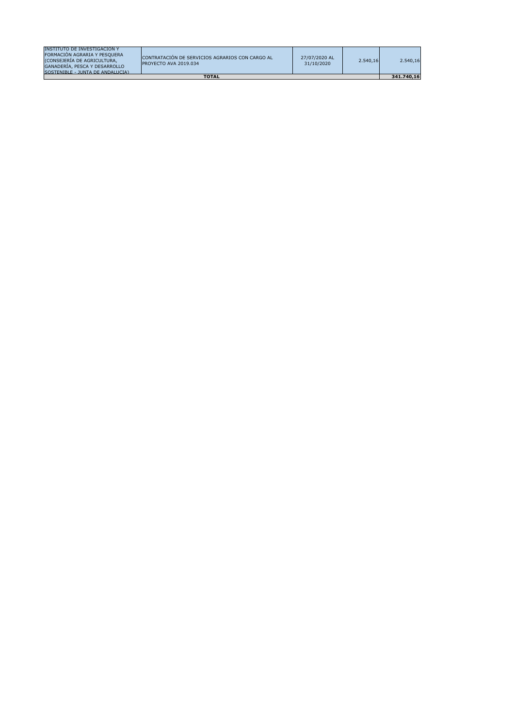| | | | | |
|---|---|---|---|---|
| INSTITUTO DE INVESTIGACIÓN Y FORMACIÓN AGRARIA Y PESQUERA (CONSEJERÍA DE AGRICULTURA, GANADERÍA, PESCA Y DESARROLLO SOSTENIBLE - JUNTA DE ANDALUCIA) | CONTRATACIÓN DE SERVICIOS AGRARIOS CON CARGO AL PROYECTO AVA 2019.034 | 27/07/2020 AL 31/10/2020 | 2.540,16 | 2.540,16 |
| **TOTAL** | | | | **341.740,16** |